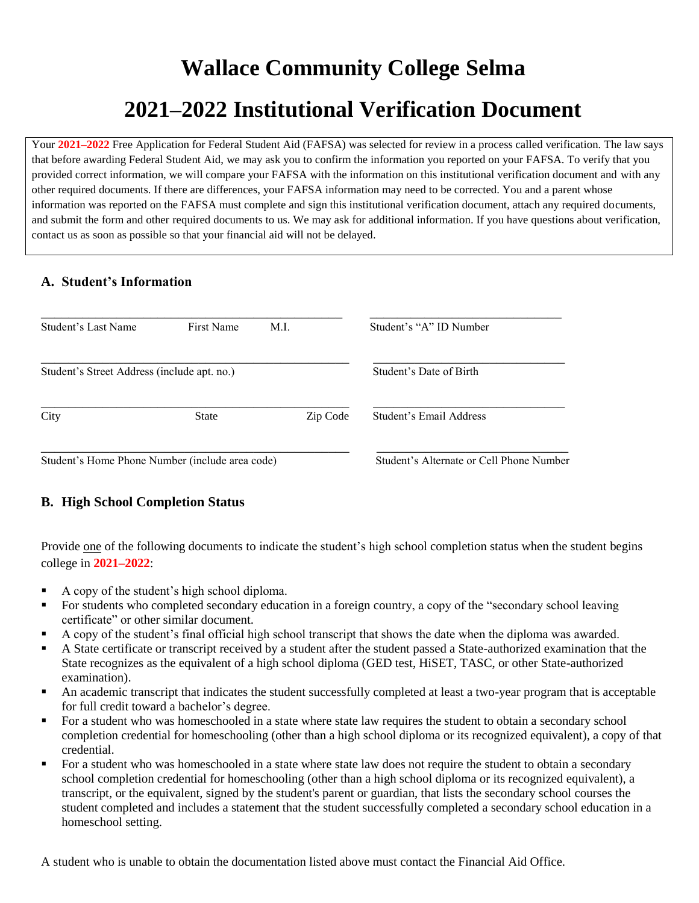# Wallace Community College Selma

# 2021–2022 Institutional Verification Document

Your **2021–2022** Free Application for Federal Student Aid (FAFSA) was selected for review in a process called verification. The law says that before awarding Federal Student Aid, we may ask you to confirm the information you reported on your FAFSA. To verify that you provided correct information, we will compare your FAFSA with the information on this institutional verification document and with any other required documents. If there are differences, your FAFSA information may need to be corrected. You and a parent whose information was reported on the FAFSA must complete and sign this institutional verification document, attach any required documents, and submit the form and other required documents to us. We may ask for additional information. If you have questions about verification, contact us as soon as possible so that your financial aid will not be delayed.

## A. Student's Information

| | |
|---|---|
| ______________________________ | ______________________________ |
| Student's Last Name First Name M.I. | Student's "A" ID Number |
| ______________________________ | ______________________________ |
| Student's Street Address (include apt. no.) | Student's Date of Birth |
| ______________________________ | ______________________________ |
| City State Zip Code | Student's Email Address |
| ______________________________ | ______________________________ |
| Student's Home Phone Number (include area code) | Student's Alternate or Cell Phone Number |

## B. High School Completion Status

Provide one of the following documents to indicate the student's high school completion status when the student begins college in **2021–2022**:

- A copy of the student's high school diploma.
- For students who completed secondary education in a foreign country, a copy of the "secondary school leaving certificate" or other similar document.
- A copy of the student's final official high school transcript that shows the date when the diploma was awarded.
- A State certificate or transcript received by a student after the student passed a State-authorized examination that the State recognizes as the equivalent of a high school diploma (GED test, HiSET, TASC, or other State-authorized examination).
- An academic transcript that indicates the student successfully completed at least a two-year program that is acceptable for full credit toward a bachelor's degree.
- For a student who was homeschooled in a state where state law requires the student to obtain a secondary school completion credential for homeschooling (other than a high school diploma or its recognized equivalent), a copy of that credential.
- For a student who was homeschooled in a state where state law does not require the student to obtain a secondary school completion credential for homeschooling (other than a high school diploma or its recognized equivalent), a transcript, or the equivalent, signed by the student's parent or guardian, that lists the secondary school courses the student completed and includes a statement that the student successfully completed a secondary school education in a homeschool setting.

A student who is unable to obtain the documentation listed above must contact the Financial Aid Office.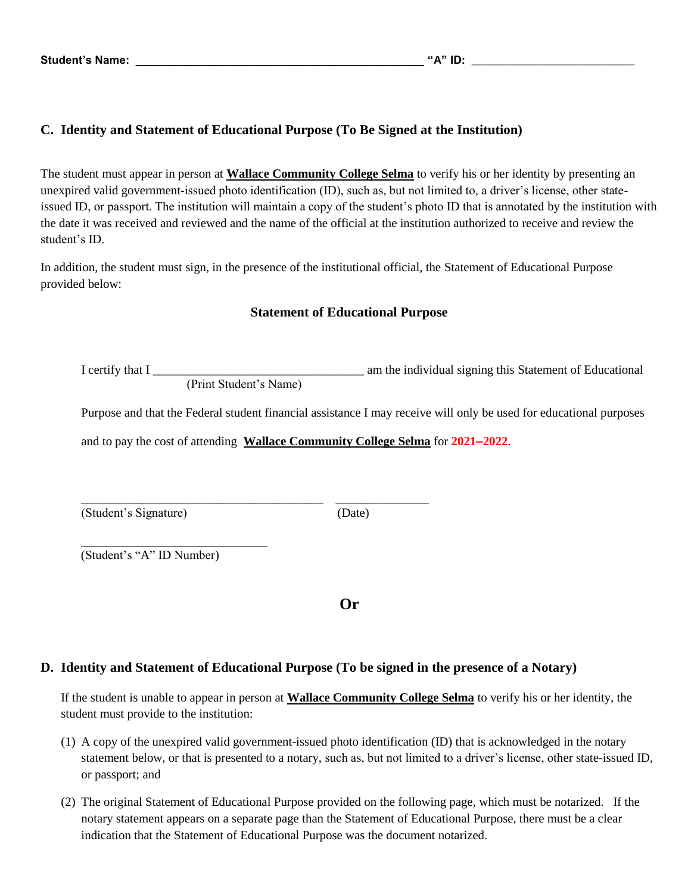**Student's Name: \_\_\_\_\_\_\_\_\_\_\_\_\_\_\_\_\_\_\_\_\_\_\_\_\_\_\_\_\_\_\_\_\_\_\_\_\_\_\_\_\_\_\_\_\_ "A" ID:** \_\_\_\_\_\_\_\_\_\_\_\_\_\_\_\_\_\_\_\_\_\_\_\_\_\_\_

## C. Identity and Statement of Educational Purpose (To Be Signed at the Institution)

The student must appear in person at **Wallace Community College Selma** to verify his or her identity by presenting an unexpired valid government-issued photo identification (ID), such as, but not limited to, a driver's license, other state-issued ID, or passport. The institution will maintain a copy of the student's photo ID that is annotated by the institution with the date it was received and reviewed and the name of the official at the institution authorized to receive and review the student's ID.

In addition, the student must sign, in the presence of the institutional official, the Statement of Educational Purpose provided below:

### Statement of Educational Purpose

I certify that I \_\_\_\_\_\_\_\_\_\_\_\_\_\_\_\_\_\_\_\_\_\_\_\_\_\_\_\_\_\_\_\_\_\_ am the individual signing this Statement of Educational
(Print Student's Name)

Purpose and that the Federal student financial assistance I may receive will only be used for educational purposes and to pay the cost of attending **Wallace Community College Selma** for **2021–2022**.

\_\_\_\_\_\_\_\_\_\_\_\_\_\_\_\_\_\_\_\_\_\_\_\_\_\_\_\_\_\_\_\_\_\_\_\_\_\_\_ \_\_\_\_\_\_\_\_\_\_\_\_\_\_\_
(Student's Signature) (Date)

\_\_\_\_\_\_\_\_\_\_\_\_\_\_\_\_\_\_\_\_\_\_\_\_\_\_\_\_\_\_
(Student's "A" ID Number)

**Or**

## D. Identity and Statement of Educational Purpose (To be signed in the presence of a Notary)

If the student is unable to appear in person at **Wallace Community College Selma** to verify his or her identity, the student must provide to the institution:

(1) A copy of the unexpired valid government-issued photo identification (ID) that is acknowledged in the notary statement below, or that is presented to a notary, such as, but not limited to a driver's license, other state-issued ID, or passport; and

(2) The original Statement of Educational Purpose provided on the following page, which must be notarized. If the notary statement appears on a separate page than the Statement of Educational Purpose, there must be a clear indication that the Statement of Educational Purpose was the document notarized.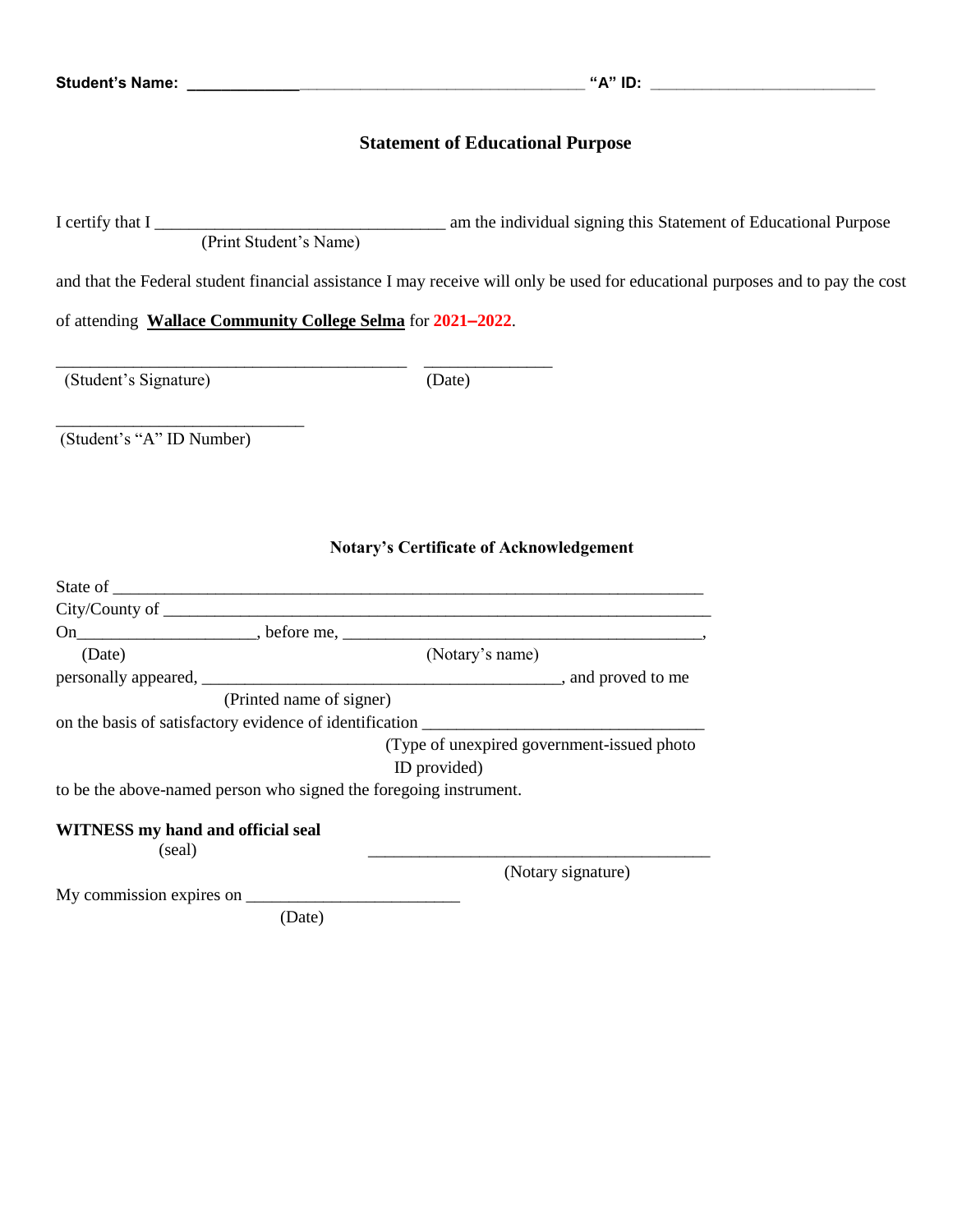**Student's Name:** ______________________________________________ **"A" ID:** ___________________________

## Statement of Educational Purpose

I certify that I _________________________________ am the individual signing this Statement of Educational Purpose
(Print Student's Name)

and that the Federal student financial assistance I may receive will only be used for educational purposes and to pay the cost of attending **Wallace Community College Selma** for **2021–2022**.

_________________________________________ ______________
(Student's Signature) (Date)

_____________________________
(Student's "A" ID Number)

### Notary's Certificate of Acknowledgement

State of ____________________________________________________________________

City/County of _______________________________________________________________

On____________________, before me, __________________________________________,
(Date) (Notary's name)

personally appeared, ___________________________________________, and proved to me
(Printed name of signer)

on the basis of satisfactory evidence of identification _______________________________
(Type of unexpired government-issued photo ID provided)

to be the above-named person who signed the foregoing instrument.

**WITNESS my hand and official seal**
(seal) ________________________________________
(Notary signature)

My commission expires on _________________________
(Date)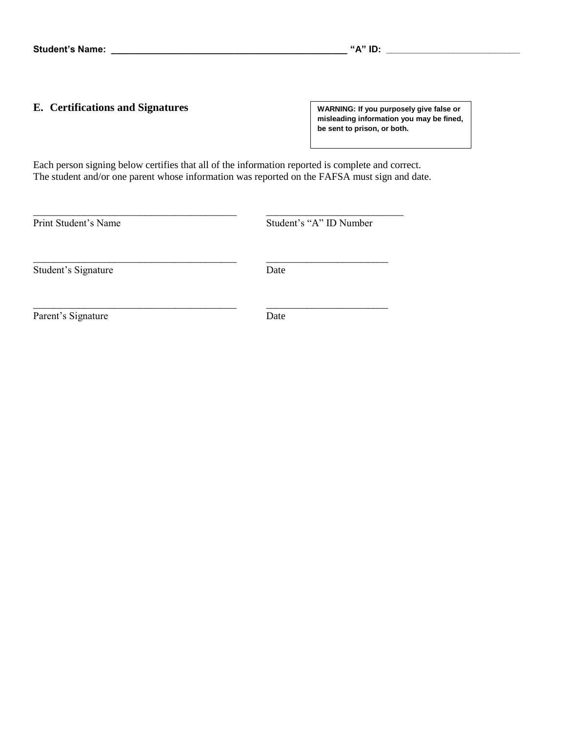**Student's Name: ______________________________________________ "A" ID: ___________________________**

## E. Certifications and Signatures

> **WARNING: If you purposely give false or misleading information you may be fined, be sent to prison, or both.**

Each person signing below certifies that all of the information reported is complete and correct.
The student and/or one parent whose information was reported on the FAFSA must sign and date.

_________________________________________ ___________________________
Print Student's Name Student's "A" ID Number

_________________________________________ ________________________
Student's Signature Date

_________________________________________ ________________________
Parent's Signature Date